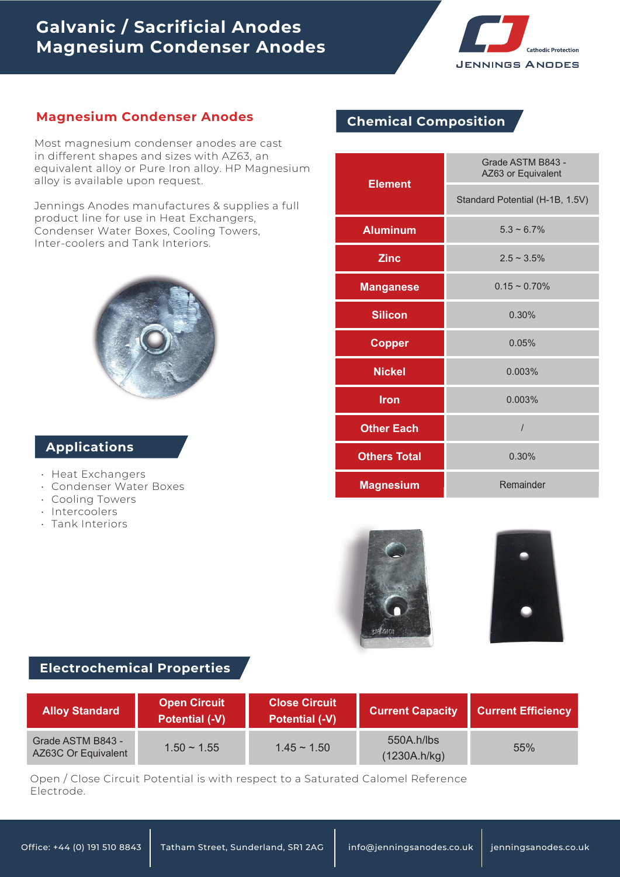# Galvanic / Sacrificial Anodes
# Magnesium Condenser Anodes

## Magnesium Condenser Anodes

Most magnesium condenser anodes are cast in different shapes and sizes with AZ63, an equivalent alloy or Pure Iron alloy. HP Magnesium alloy is available upon request.

Jennings Anodes manufactures & supplies a full product line for use in Heat Exchangers, Condenser Water Boxes, Cooling Towers, Inter-coolers and Tank Interiors.

## Applications

- Heat Exchangers
- Condenser Water Boxes
- Cooling Towers
- Intercoolers
- Tank Interiors

## Chemical Composition

| Element | Grade ASTM B843 - AZ63 or Equivalent |
|---|---|
| | Standard Potential (H-1B, 1.5V) |
| Aluminum | 5.3 ~ 6.7% |
| Zinc | 2.5 ~ 3.5% |
| Manganese | 0.15 ~ 0.70% |
| Silicon | 0.30% |
| Copper | 0.05% |
| Nickel | 0.003% |
| Iron | 0.003% |
| Other Each | / |
| Others Total | 0.30% |
| Magnesium | Remainder |

## Electrochemical Properties

| Alloy Standard | Open Circuit Potential (-V) | Close Circuit Potential (-V) | Current Capacity | Current Efficiency |
|---|---|---|---|---|
| Grade ASTM B843 - AZ63C Or Equivalent | 1.50 ~ 1.55 | 1.45 ~ 1.50 | 550A.h/lbs (1230A.h/kg) | 55% |

Open / Close Circuit Potential is with respect to a Saturated Calomel Reference Electrode.

Office: +44 (0) 191 510 8843 | Tatham Street, Sunderland, SR1 2AG | info@jenningsanodes.co.uk | jenningsanodes.co.uk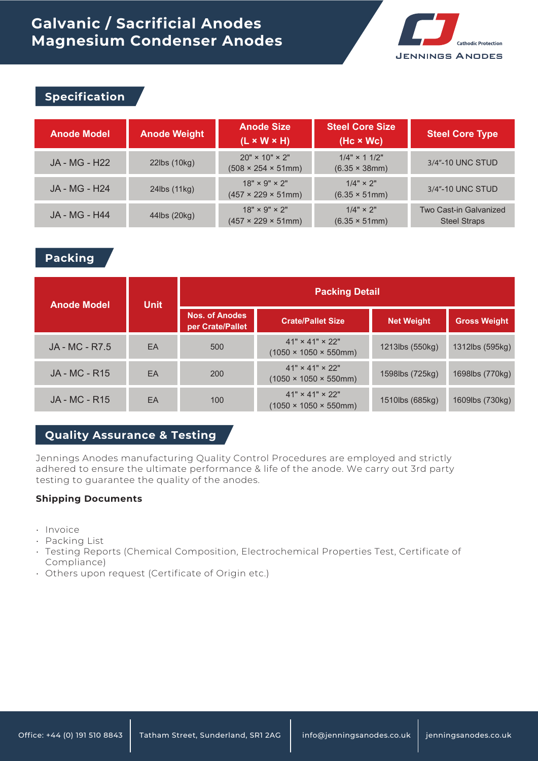# Galvanic / Sacrificial Anodes
# Magnesium Condenser Anodes

Cathodic Protection
JENNINGS ANODES

## Specification

| Anode Model | Anode Weight | Anode Size (L × W × H) | Steel Core Size (Hc × Wc) | Steel Core Type |
|---|---|---|---|---|
| JA - MG - H22 | 22lbs (10kg) | 20" × 10" × 2" (508 × 254 × 51mm) | 1/4" × 1 1/2" (6.35 × 38mm) | 3/4"-10 UNC STUD |
| JA - MG - H24 | 24lbs (11kg) | 18" × 9" × 2" (457 × 229 × 51mm) | 1/4" × 2" (6.35 × 51mm) | 3/4"-10 UNC STUD |
| JA - MG - H44 | 44lbs (20kg) | 18" × 9" × 2" (457 × 229 × 51mm) | 1/4" × 2" (6.35 × 51mm) | Two Cast-in Galvanized Steel Straps |

## Packing

| Anode Model | Unit | Packing Detail | | | |
|---|---|---|---|---|---|
| | | Nos. of Anodes per Crate/Pallet | Crate/Pallet Size | Net Weight | Gross Weight |
| JA - MC - R7.5 | EA | 500 | 41" × 41" × 22" (1050 × 1050 × 550mm) | 1213lbs (550kg) | 1312lbs (595kg) |
| JA - MC - R15 | EA | 200 | 41" × 41" × 22" (1050 × 1050 × 550mm) | 1598lbs (725kg) | 1698lbs (770kg) |
| JA - MC - R15 | EA | 100 | 41" × 41" × 22" (1050 × 1050 × 550mm) | 1510lbs (685kg) | 1609lbs (730kg) |

## Quality Assurance & Testing

Jennings Anodes manufacturing Quality Control Procedures are employed and strictly adhered to ensure the ultimate performance & life of the anode. We carry out 3rd party testing to guarantee the quality of the anodes.

**Shipping Documents**

- Invoice
- Packing List
- Testing Reports (Chemical Composition, Electrochemical Properties Test, Certificate of Compliance)
- Others upon request (Certificate of Origin etc.)

Office: +44 (0) 191 510 8843 | Tatham Street, Sunderland, SR1 2AG | info@jenningsanodes.co.uk | jenningsanodes.co.uk